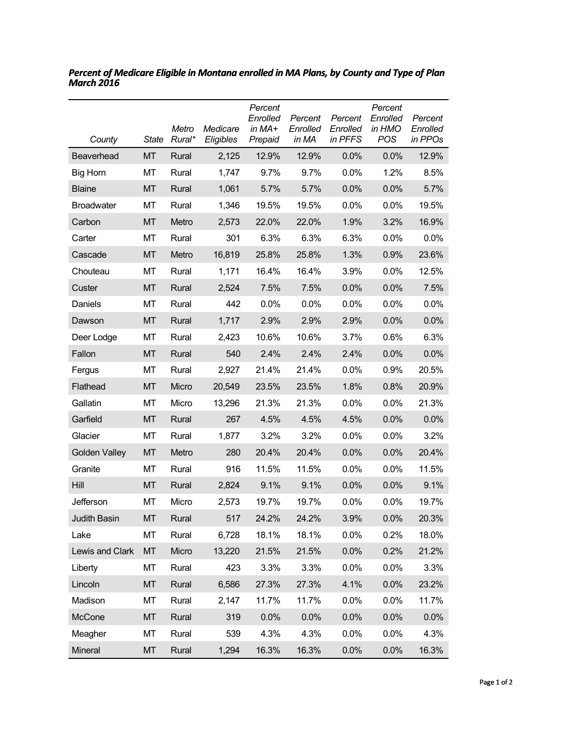***Percent of Medicare Eligible in Montana enrolled in MA Plans, by County and Type of Plan March 2016***

| County | State | Metro Rural* | Medicare Eligibles | Percent Enrolled in MA+ Prepaid | Percent Enrolled in MA | Percent Enrolled in PFFS | Percent Enrolled in HMO POS | Percent Enrolled in PPOs |
|---|---|---|---|---|---|---|---|---|
| Beaverhead | MT | Rural | 2,125 | 12.9% | 12.9% | 0.0% | 0.0% | 12.9% |
| Big Horn | MT | Rural | 1,747 | 9.7% | 9.7% | 0.0% | 1.2% | 8.5% |
| Blaine | MT | Rural | 1,061 | 5.7% | 5.7% | 0.0% | 0.0% | 5.7% |
| Broadwater | MT | Rural | 1,346 | 19.5% | 19.5% | 0.0% | 0.0% | 19.5% |
| Carbon | MT | Metro | 2,573 | 22.0% | 22.0% | 1.9% | 3.2% | 16.9% |
| Carter | MT | Rural | 301 | 6.3% | 6.3% | 6.3% | 0.0% | 0.0% |
| Cascade | MT | Metro | 16,819 | 25.8% | 25.8% | 1.3% | 0.9% | 23.6% |
| Chouteau | MT | Rural | 1,171 | 16.4% | 16.4% | 3.9% | 0.0% | 12.5% |
| Custer | MT | Rural | 2,524 | 7.5% | 7.5% | 0.0% | 0.0% | 7.5% |
| Daniels | MT | Rural | 442 | 0.0% | 0.0% | 0.0% | 0.0% | 0.0% |
| Dawson | MT | Rural | 1,717 | 2.9% | 2.9% | 2.9% | 0.0% | 0.0% |
| Deer Lodge | MT | Rural | 2,423 | 10.6% | 10.6% | 3.7% | 0.6% | 6.3% |
| Fallon | MT | Rural | 540 | 2.4% | 2.4% | 2.4% | 0.0% | 0.0% |
| Fergus | MT | Rural | 2,927 | 21.4% | 21.4% | 0.0% | 0.9% | 20.5% |
| Flathead | MT | Micro | 20,549 | 23.5% | 23.5% | 1.8% | 0.8% | 20.9% |
| Gallatin | MT | Micro | 13,296 | 21.3% | 21.3% | 0.0% | 0.0% | 21.3% |
| Garfield | MT | Rural | 267 | 4.5% | 4.5% | 4.5% | 0.0% | 0.0% |
| Glacier | MT | Rural | 1,877 | 3.2% | 3.2% | 0.0% | 0.0% | 3.2% |
| Golden Valley | MT | Metro | 280 | 20.4% | 20.4% | 0.0% | 0.0% | 20.4% |
| Granite | MT | Rural | 916 | 11.5% | 11.5% | 0.0% | 0.0% | 11.5% |
| Hill | MT | Rural | 2,824 | 9.1% | 9.1% | 0.0% | 0.0% | 9.1% |
| Jefferson | MT | Micro | 2,573 | 19.7% | 19.7% | 0.0% | 0.0% | 19.7% |
| Judith Basin | MT | Rural | 517 | 24.2% | 24.2% | 3.9% | 0.0% | 20.3% |
| Lake | MT | Rural | 6,728 | 18.1% | 18.1% | 0.0% | 0.2% | 18.0% |
| Lewis and Clark | MT | Micro | 13,220 | 21.5% | 21.5% | 0.0% | 0.2% | 21.2% |
| Liberty | MT | Rural | 423 | 3.3% | 3.3% | 0.0% | 0.0% | 3.3% |
| Lincoln | MT | Rural | 6,586 | 27.3% | 27.3% | 4.1% | 0.0% | 23.2% |
| Madison | MT | Rural | 2,147 | 11.7% | 11.7% | 0.0% | 0.0% | 11.7% |
| McCone | MT | Rural | 319 | 0.0% | 0.0% | 0.0% | 0.0% | 0.0% |
| Meagher | MT | Rural | 539 | 4.3% | 4.3% | 0.0% | 0.0% | 4.3% |
| Mineral | MT | Rural | 1,294 | 16.3% | 16.3% | 0.0% | 0.0% | 16.3% |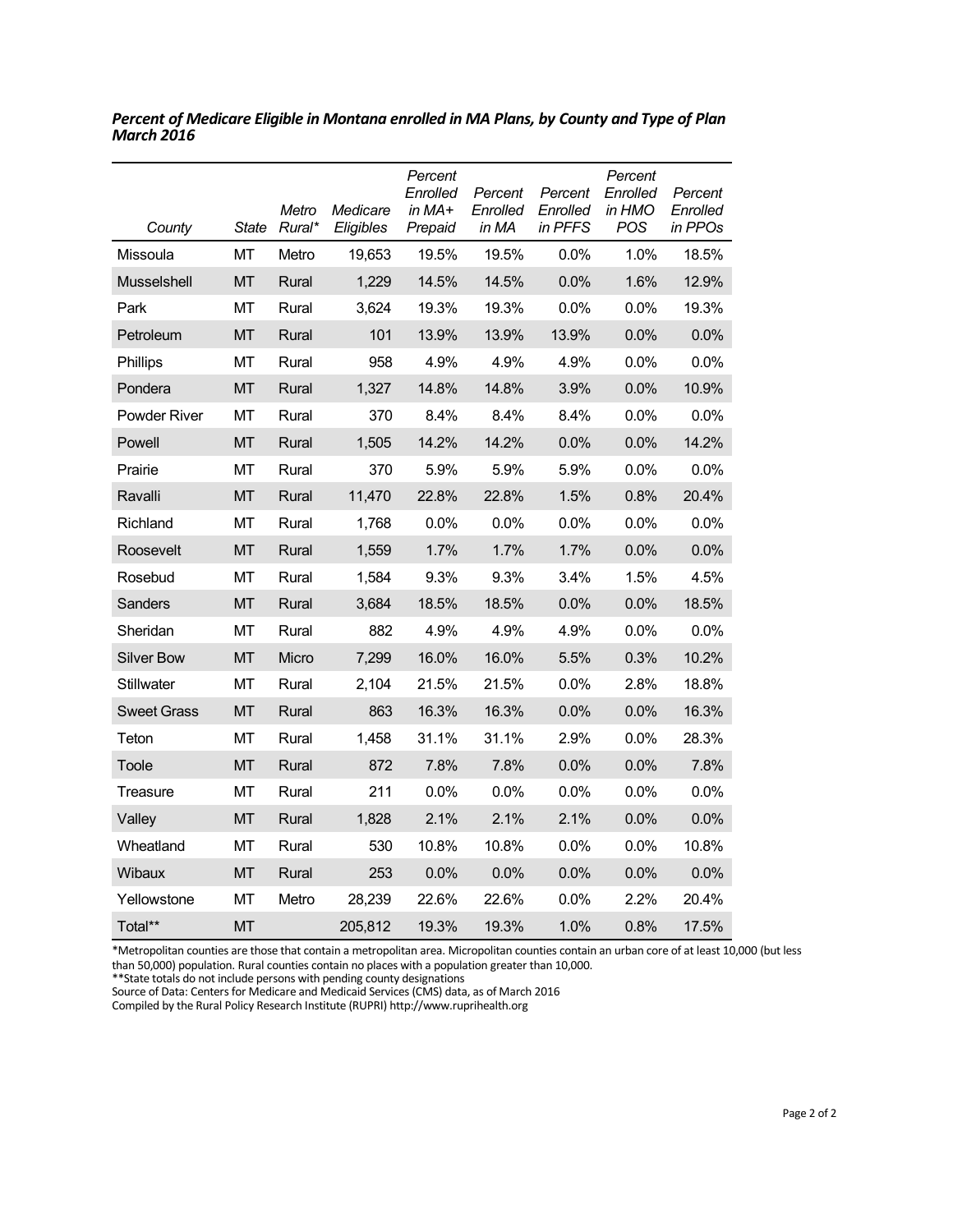*Percent of Medicare Eligible in Montana enrolled in MA Plans, by County and Type of Plan*
*March 2016*

| *County* | *State* | *Metro Rural** | *Medicare Eligibles* | *Percent Enrolled in MA+ Prepaid* | *Percent Enrolled in MA* | *Percent Enrolled in PFFS* | *Percent Enrolled in HMO POS* | *Percent Enrolled in PPOs* |
|---|---|---|---|---|---|---|---|---|
| Missoula | MT | Metro | 19,653 | 19.5% | 19.5% | 0.0% | 1.0% | 18.5% |
| Musselshell | MT | Rural | 1,229 | 14.5% | 14.5% | 0.0% | 1.6% | 12.9% |
| Park | MT | Rural | 3,624 | 19.3% | 19.3% | 0.0% | 0.0% | 19.3% |
| Petroleum | MT | Rural | 101 | 13.9% | 13.9% | 13.9% | 0.0% | 0.0% |
| Phillips | MT | Rural | 958 | 4.9% | 4.9% | 4.9% | 0.0% | 0.0% |
| Pondera | MT | Rural | 1,327 | 14.8% | 14.8% | 3.9% | 0.0% | 10.9% |
| Powder River | MT | Rural | 370 | 8.4% | 8.4% | 8.4% | 0.0% | 0.0% |
| Powell | MT | Rural | 1,505 | 14.2% | 14.2% | 0.0% | 0.0% | 14.2% |
| Prairie | MT | Rural | 370 | 5.9% | 5.9% | 5.9% | 0.0% | 0.0% |
| Ravalli | MT | Rural | 11,470 | 22.8% | 22.8% | 1.5% | 0.8% | 20.4% |
| Richland | MT | Rural | 1,768 | 0.0% | 0.0% | 0.0% | 0.0% | 0.0% |
| Roosevelt | MT | Rural | 1,559 | 1.7% | 1.7% | 1.7% | 0.0% | 0.0% |
| Rosebud | MT | Rural | 1,584 | 9.3% | 9.3% | 3.4% | 1.5% | 4.5% |
| Sanders | MT | Rural | 3,684 | 18.5% | 18.5% | 0.0% | 0.0% | 18.5% |
| Sheridan | MT | Rural | 882 | 4.9% | 4.9% | 4.9% | 0.0% | 0.0% |
| Silver Bow | MT | Micro | 7,299 | 16.0% | 16.0% | 5.5% | 0.3% | 10.2% |
| Stillwater | MT | Rural | 2,104 | 21.5% | 21.5% | 0.0% | 2.8% | 18.8% |
| Sweet Grass | MT | Rural | 863 | 16.3% | 16.3% | 0.0% | 0.0% | 16.3% |
| Teton | MT | Rural | 1,458 | 31.1% | 31.1% | 2.9% | 0.0% | 28.3% |
| Toole | MT | Rural | 872 | 7.8% | 7.8% | 0.0% | 0.0% | 7.8% |
| Treasure | MT | Rural | 211 | 0.0% | 0.0% | 0.0% | 0.0% | 0.0% |
| Valley | MT | Rural | 1,828 | 2.1% | 2.1% | 2.1% | 0.0% | 0.0% |
| Wheatland | MT | Rural | 530 | 10.8% | 10.8% | 0.0% | 0.0% | 10.8% |
| Wibaux | MT | Rural | 253 | 0.0% | 0.0% | 0.0% | 0.0% | 0.0% |
| Yellowstone | MT | Metro | 28,239 | 22.6% | 22.6% | 0.0% | 2.2% | 20.4% |
| Total** | MT | | 205,812 | 19.3% | 19.3% | 1.0% | 0.8% | 17.5% |

*Metropolitan counties are those that contain a metropolitan area. Micropolitan counties contain an urban core of at least 10,000 (but less than 50,000) population. Rural counties contain no places with a population greater than 10,000.
**State totals do not include persons with pending county designations
Source of Data: Centers for Medicare and Medicaid Services (CMS) data, as of March 2016
Compiled by the Rural Policy Research Institute (RUPRI) http://www.ruprihealth.org